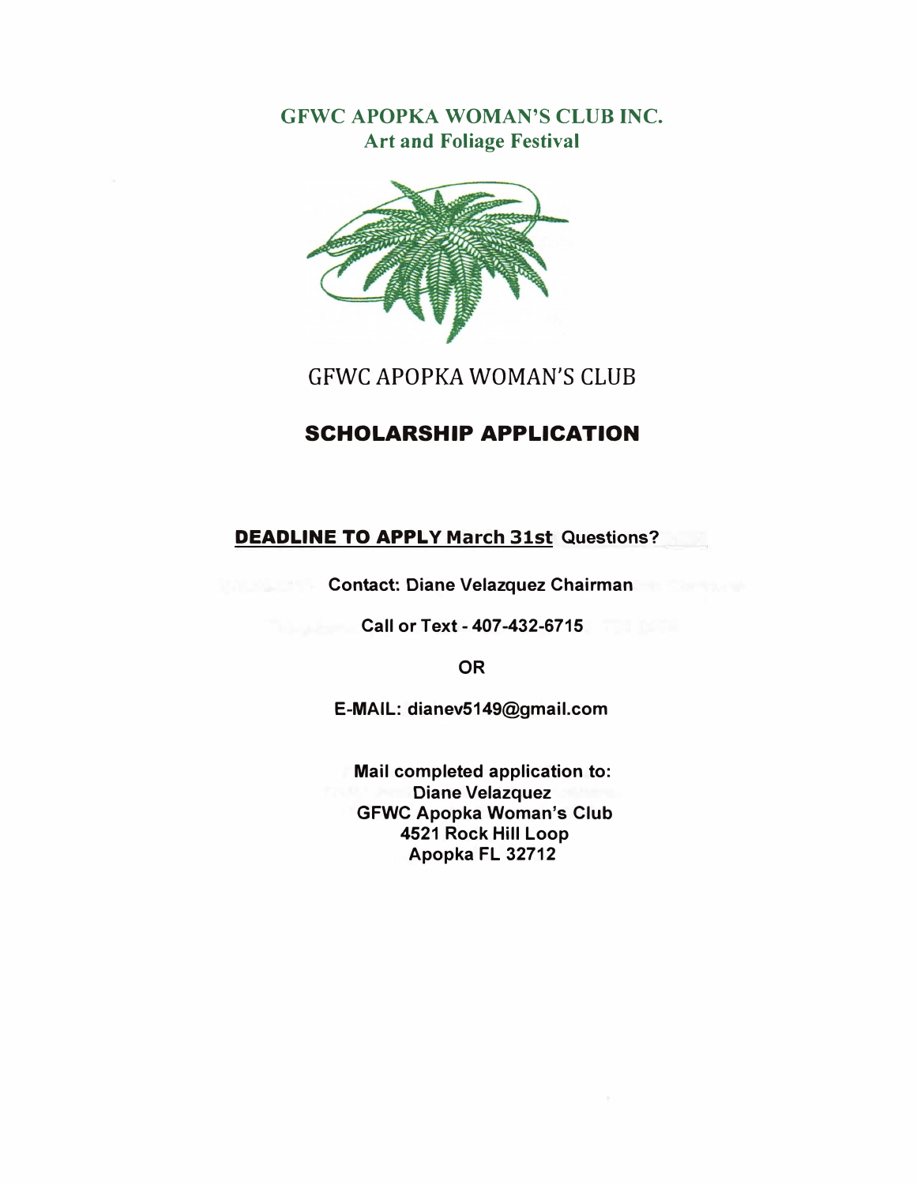# GFWC APOPKA WOMAN'S CLUB INC.
## Art and Foliage Festival

GFWC APOPKA WOMAN'S CLUB

## SCHOLARSHIP APPLICATION

**DEADLINE TO APPLY March 31st** **Questions?**

**Contact: Diane Velazquez Chairman**

**Call or Text - 407-432-6715**

**OR**

**E-MAIL: dianev5149@gmail.com**

**Mail completed application to:**
**Diane Velazquez**
**GFWC Apopka Woman's Club**
**4521 Rock Hill Loop**
**Apopka FL 32712**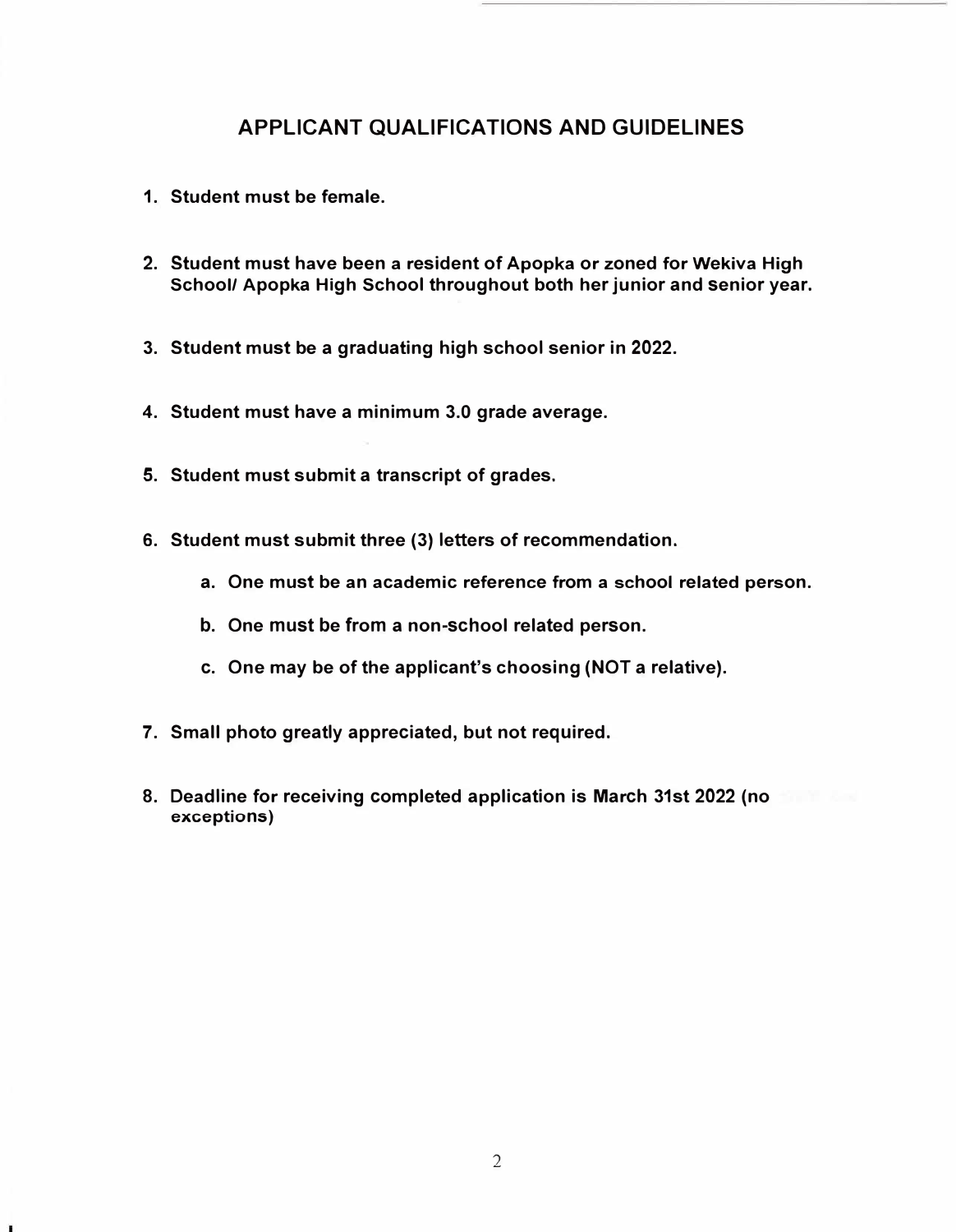## APPLICANT QUALIFICATIONS AND GUIDELINES

1. **Student must be female.**

2. **Student must have been a resident of Apopka or zoned for Wekiva High School/ Apopka High School throughout both her junior and senior year.**

3. **Student must be a graduating high school senior in 2022.**

4. **Student must have a minimum 3.0 grade average.**

5. **Student must submit a transcript of grades.**

6. **Student must submit three (3) letters of recommendation.**

    a. **One must be an academic reference from a school related person.**

    b. **One must be from a non-school related person.**

    c. **One may be of the applicant's choosing (NOT a relative).**

7. **Small photo greatly appreciated, but not required.**

8. **Deadline for receiving completed application is March 31st 2022 (no exceptions)**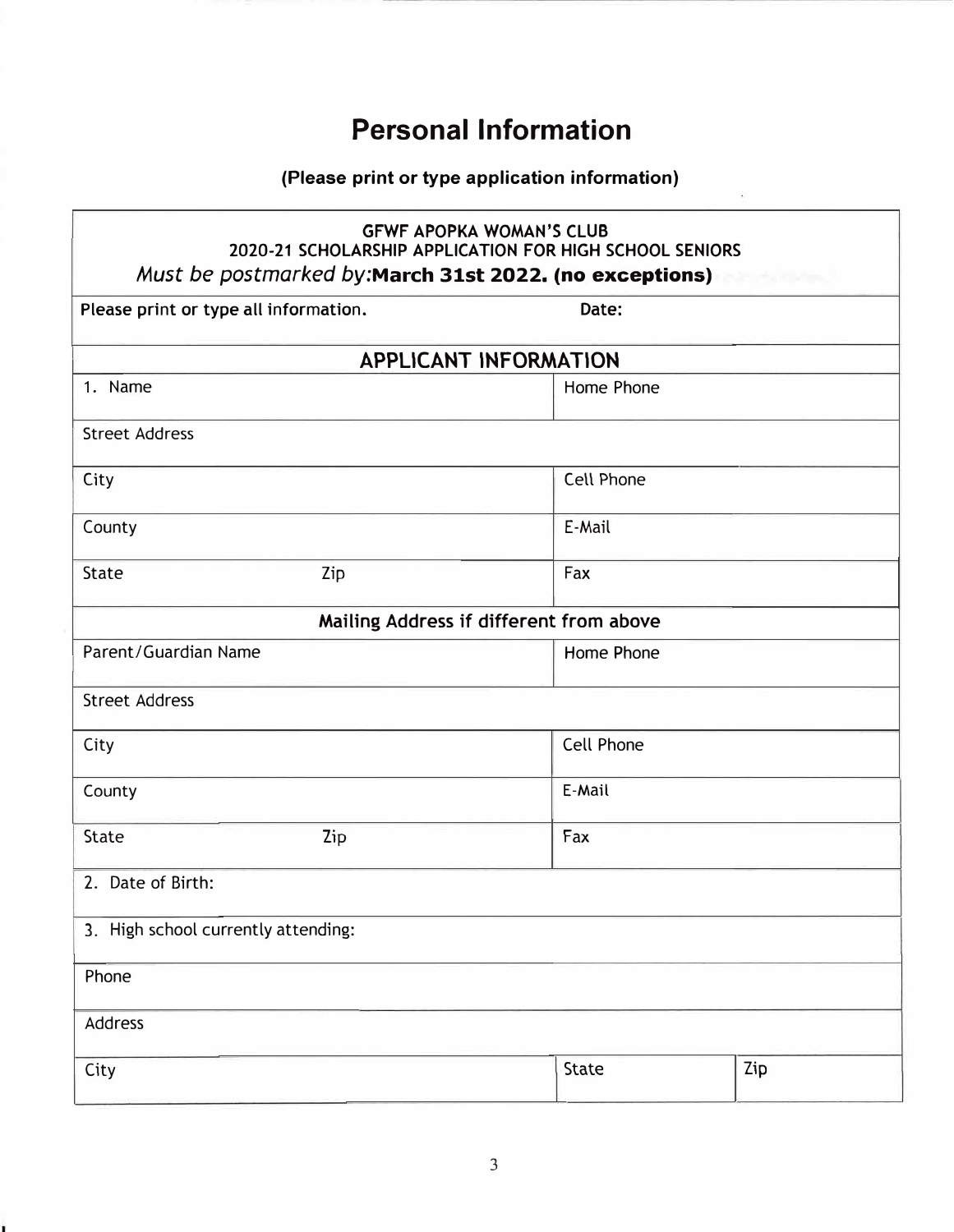# Personal Information

**(Please print or type application information)**

| | | |
|---|---|---|
| **GFWF APOPKA WOMAN'S CLUB**<br>**2020-21 SCHOLARSHIP APPLICATION FOR HIGH SCHOOL SENIORS**<br>*Must be postmarked by:* **March 31st 2022. (no exceptions)** | | |
| **Please print or type all information.** | | **Date:** |
| **APPLICANT INFORMATION** | | |
| 1. Name | | Home Phone |
| Street Address | | |
| City | | Cell Phone |
| County | | E-Mail |
| State | Zip | Fax |
| **Mailing Address if different from above** | | |
| Parent/Guardian Name | | Home Phone |
| Street Address | | |
| City | | Cell Phone |
| County | | E-Mail |
| State | Zip | Fax |
| 2. Date of Birth: | | |
| 3. High school currently attending: | | |
| Phone | | |
| Address | | |
| City | State | Zip |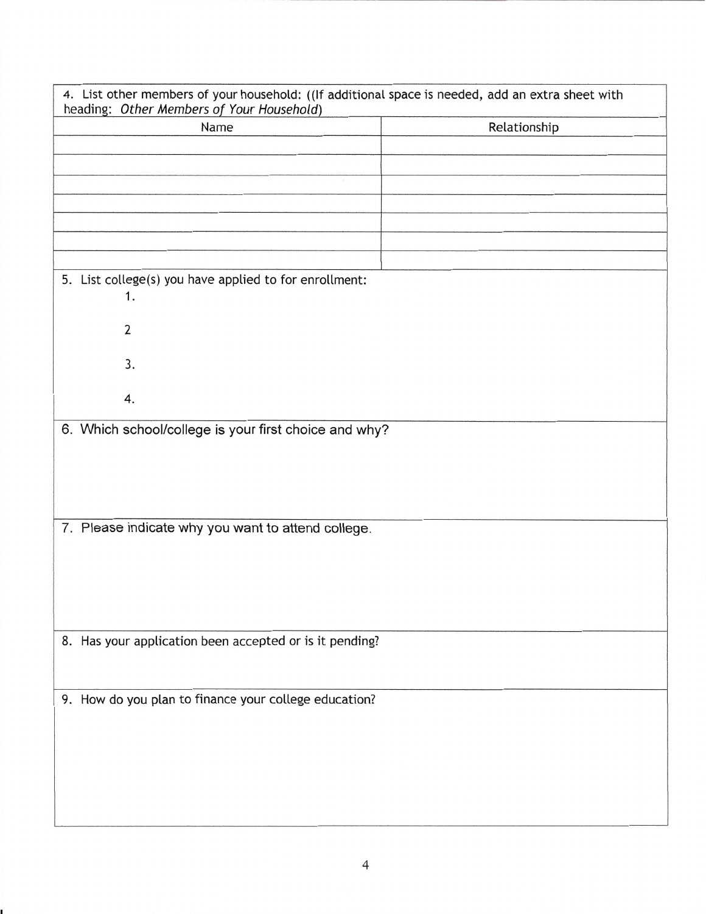4. List other members of your household: ((If additional space is needed, add an extra sheet with heading: *Other Members of Your Household*)

| Name | Relationship |
| --- | --- |
| | |
| | |
| | |
| | |
| | |
| | |
| | |

5. List college(s) you have applied to for enrollment:

1.

2

3.

4.

6. Which school/college is your first choice and why?

7. Please indicate why you want to attend college.

8. Has your application been accepted or is it pending?

9. How do you plan to finance your college education?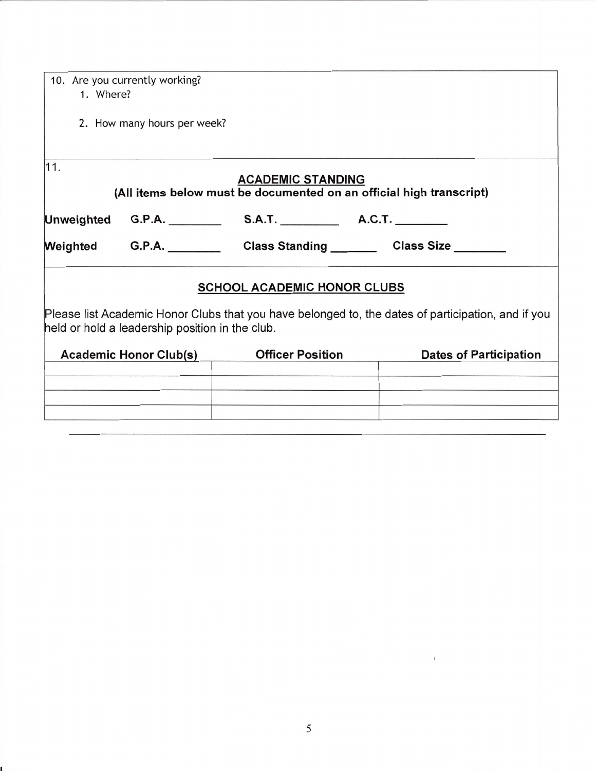10. Are you currently working?
    1. Where?

    2. How many hours per week?

11.

## ACADEMIC STANDING

**(All items below must be documented on an official high transcript)**

**Unweighted** **G.P.A.** ________ **S.A.T.** _________ **A.C.T.** ________

**Weighted** **G.P.A.** ________ **Class Standing** _______ **Class Size** ________

## SCHOOL ACADEMIC HONOR CLUBS

Please list Academic Honor Clubs that you have belonged to, the dates of participation, and if you held or hold a leadership position in the club.

| Academic Honor Club(s) | Officer Position | Dates of Participation |
|---|---|---|
| | | |
| | | |
| | | |
| | | |